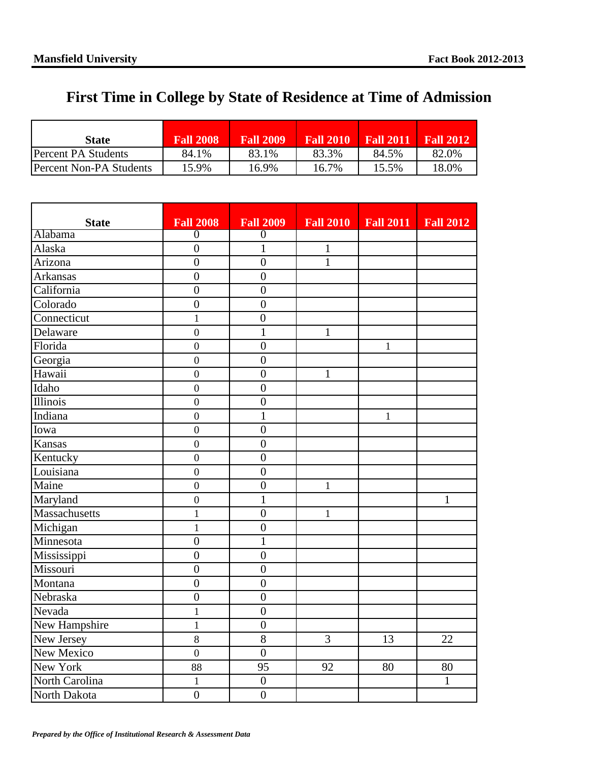# First Time in College by State of Residence at Time of Admission

| State | Fall 2008 | Fall 2009 | Fall 2010 | Fall 2011 | Fall 2012 |
|---|---|---|---|---|---|
| Percent PA Students | 84.1% | 83.1% | 83.3% | 84.5% | 82.0% |
| Percent Non-PA Students | 15.9% | 16.9% | 16.7% | 15.5% | 18.0% |

| State | Fall 2008 | Fall 2009 | Fall 2010 | Fall 2011 | Fall 2012 |
|---|---|---|---|---|---|
| Alabama | 0 | 0 | | | |
| Alaska | 0 | 1 | 1 | | |
| Arizona | 0 | 0 | 1 | | |
| Arkansas | 0 | 0 | | | |
| California | 0 | 0 | | | |
| Colorado | 0 | 0 | | | |
| Connecticut | 1 | 0 | | | |
| Delaware | 0 | 1 | 1 | | |
| Florida | 0 | 0 | | 1 | |
| Georgia | 0 | 0 | | | |
| Hawaii | 0 | 0 | 1 | | |
| Idaho | 0 | 0 | | | |
| Illinois | 0 | 0 | | | |
| Indiana | 0 | 1 | | 1 | |
| Iowa | 0 | 0 | | | |
| Kansas | 0 | 0 | | | |
| Kentucky | 0 | 0 | | | |
| Louisiana | 0 | 0 | | | |
| Maine | 0 | 0 | 1 | | |
| Maryland | 0 | 1 | | | 1 |
| Massachusetts | 1 | 0 | 1 | | |
| Michigan | 1 | 0 | | | |
| Minnesota | 0 | 1 | | | |
| Mississippi | 0 | 0 | | | |
| Missouri | 0 | 0 | | | |
| Montana | 0 | 0 | | | |
| Nebraska | 0 | 0 | | | |
| Nevada | 1 | 0 | | | |
| New Hampshire | 1 | 0 | | | |
| New Jersey | 8 | 8 | 3 | 13 | 22 |
| New Mexico | 0 | 0 | | | |
| New York | 88 | 95 | 92 | 80 | 80 |
| North Carolina | 1 | 0 | | | 1 |
| North Dakota | 0 | 0 | | | |

*Prepared by the Office of Institutional Research & Assessment Data*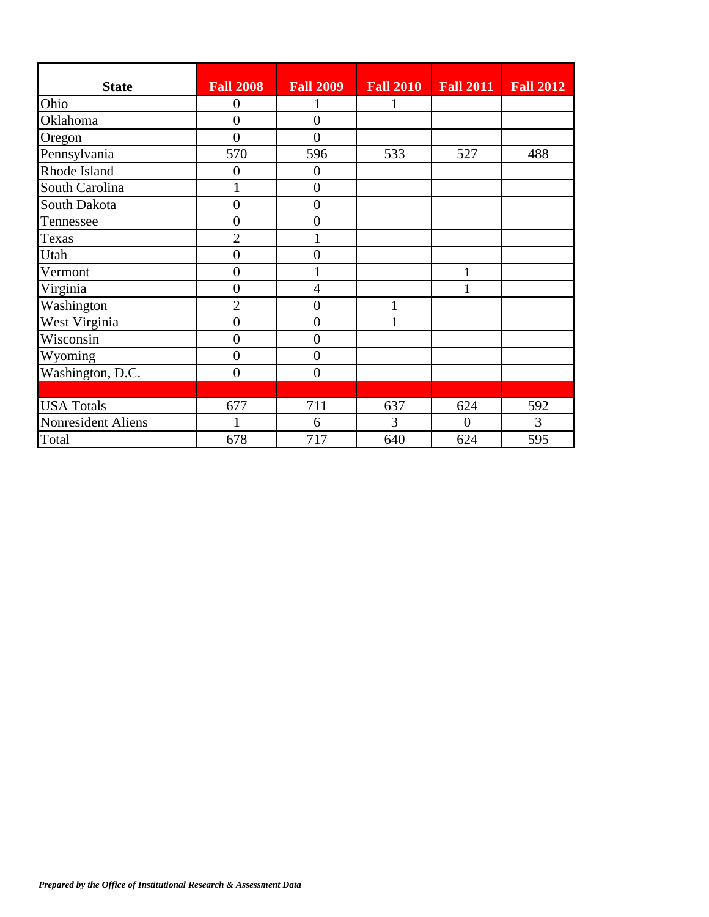| State | Fall 2008 | Fall 2009 | Fall 2010 | Fall 2011 | Fall 2012 |
|---|---|---|---|---|---|
| Ohio | 0 | 1 | 1 | | |
| Oklahoma | 0 | 0 | | | |
| Oregon | 0 | 0 | | | |
| Pennsylvania | 570 | 596 | 533 | 527 | 488 |
| Rhode Island | 0 | 0 | | | |
| South Carolina | 1 | 0 | | | |
| South Dakota | 0 | 0 | | | |
| Tennessee | 0 | 0 | | | |
| Texas | 2 | 1 | | | |
| Utah | 0 | 0 | | | |
| Vermont | 0 | 1 | | 1 | |
| Virginia | 0 | 4 | | 1 | |
| Washington | 2 | 0 | 1 | | |
| West Virginia | 0 | 0 | 1 | | |
| Wisconsin | 0 | 0 | | | |
| Wyoming | 0 | 0 | | | |
| Washington, D.C. | 0 | 0 | | | |
| | | | | | |
| USA Totals | 677 | 711 | 637 | 624 | 592 |
| Nonresident Aliens | 1 | 6 | 3 | 0 | 3 |
| Total | 678 | 717 | 640 | 624 | 595 |

***Prepared by the Office of Institutional Research & Assessment Data***